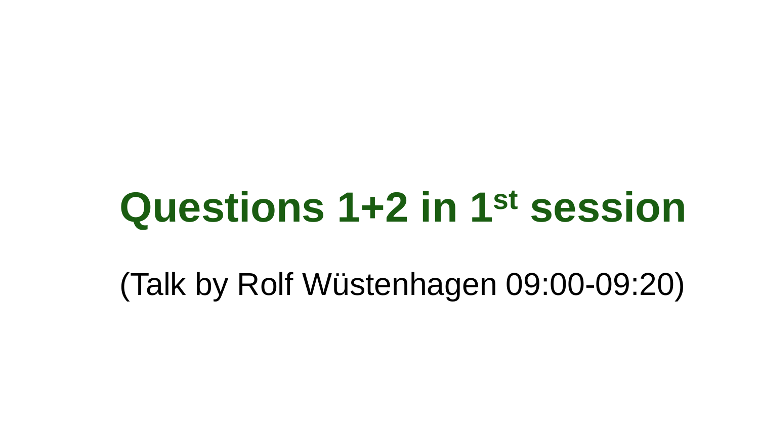# Questions 1+2 in 1st session

(Talk by Rolf Wüstenhagen 09:00-09:20)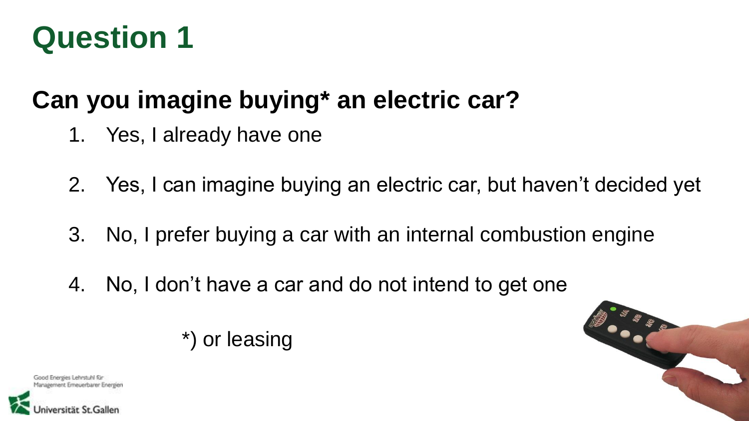# Question 1

## Can you imagine buying* an electric car?

1. Yes, I already have one
2. Yes, I can imagine buying an electric car, but haven't decided yet
3. No, I prefer buying a car with an internal combustion engine
4. No, I don't have a car and do not intend to get one

*) or leasing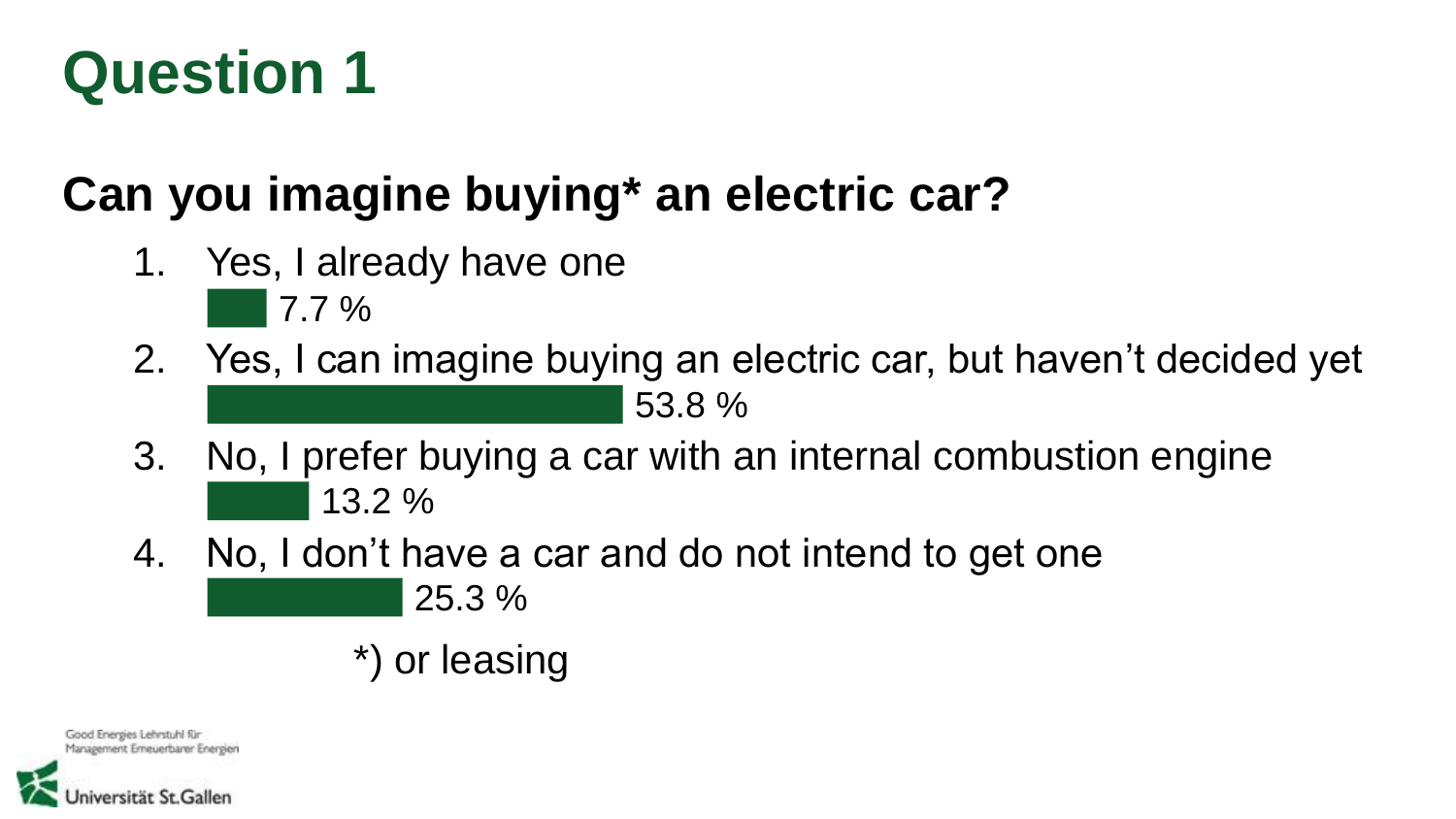# Question 1

## Can you imagine buying* an electric car?

1. Yes, I already have one
   7.7 %
2. Yes, I can imagine buying an electric car, but haven't decided yet
   53.8 %
3. No, I prefer buying a car with an internal combustion engine
   13.2 %
4. No, I don't have a car and do not intend to get one
   25.3 %

*) or leasing

Good Energies Lehrstuhl für Management Erneuerbarer Energien

Universität St.Gallen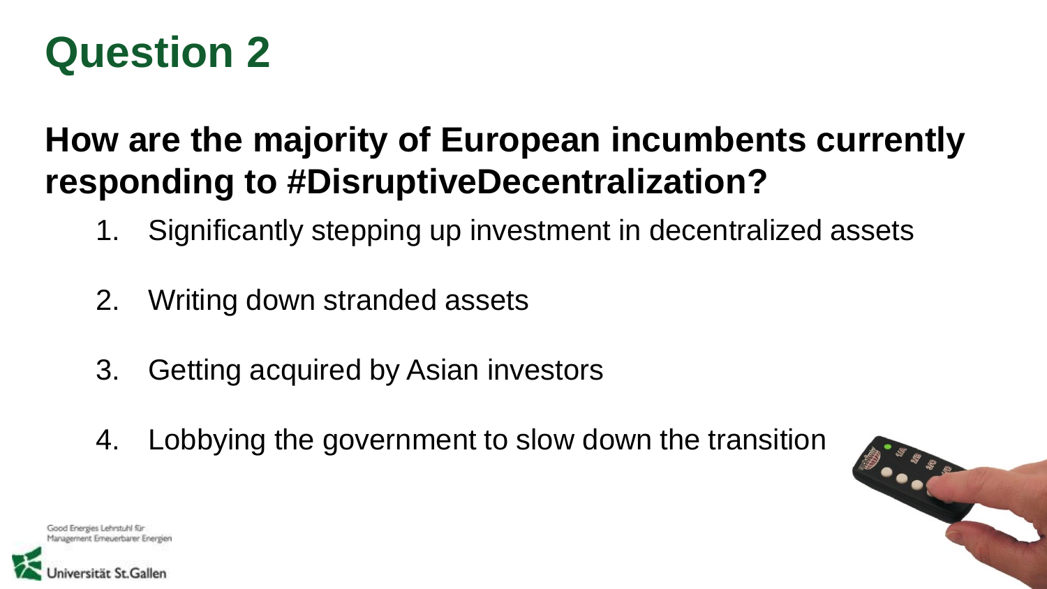# Question 2

## How are the majority of European incumbents currently responding to #DisruptiveDecentralization?

1. Significantly stepping up investment in decentralized assets
2. Writing down stranded assets
3. Getting acquired by Asian investors
4. Lobbying the government to slow down the transition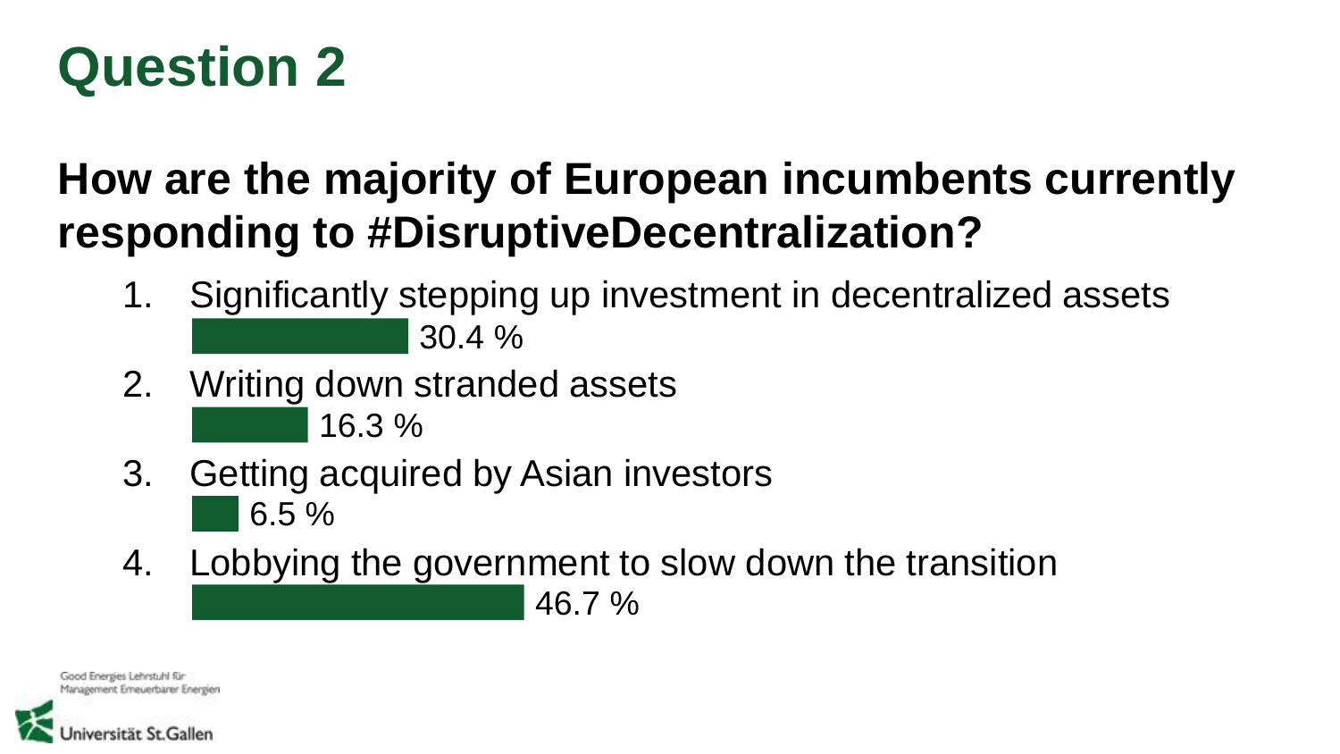# Question 2

## How are the majority of European incumbents currently responding to #DisruptiveDecentralization?

1. Significantly stepping up investment in decentralized assets
   30.4 %
2. Writing down stranded assets
   16.3 %
3. Getting acquired by Asian investors
   6.5 %
4. Lobbying the government to slow down the transition
   46.7 %

Good Energies Lehrstuhl für Management Erneuerbarer Energien

Universität St.Gallen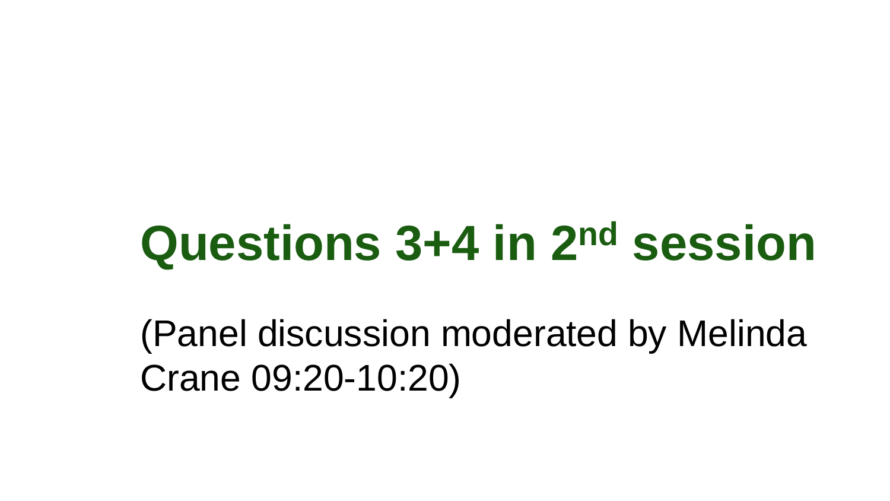# Questions 3+4 in 2nd session

(Panel discussion moderated by Melinda Crane 09:20-10:20)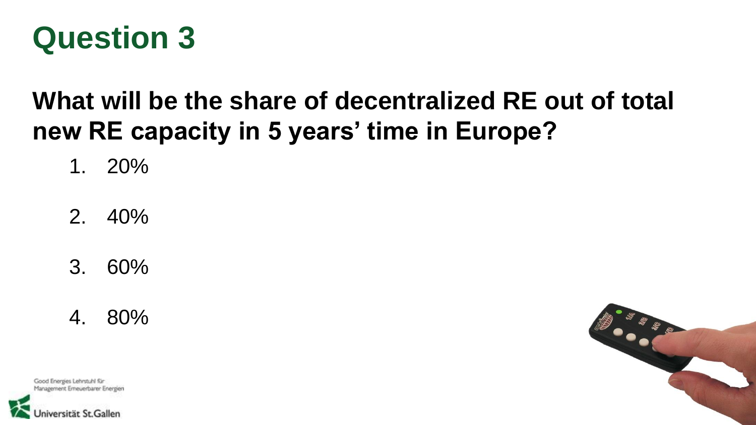# Question 3

## What will be the share of decentralized RE out of total new RE capacity in 5 years' time in Europe?

1. 20%
2. 40%
3. 60%
4. 80%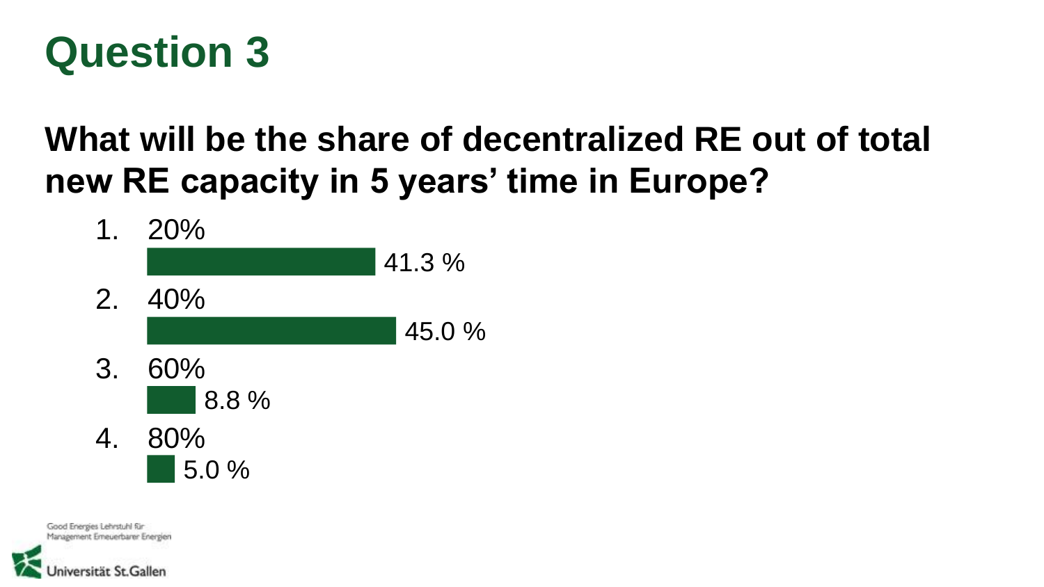# Question 3

## What will be the share of decentralized RE out of total new RE capacity in 5 years' time in Europe?

1. 20%
   41.3 %
2. 40%
   45.0 %
3. 60%
   8.8 %
4. 80%
   5.0 %

Good Energies Lehrstuhl für Management Erneuerbarer Energien

Universität St.Gallen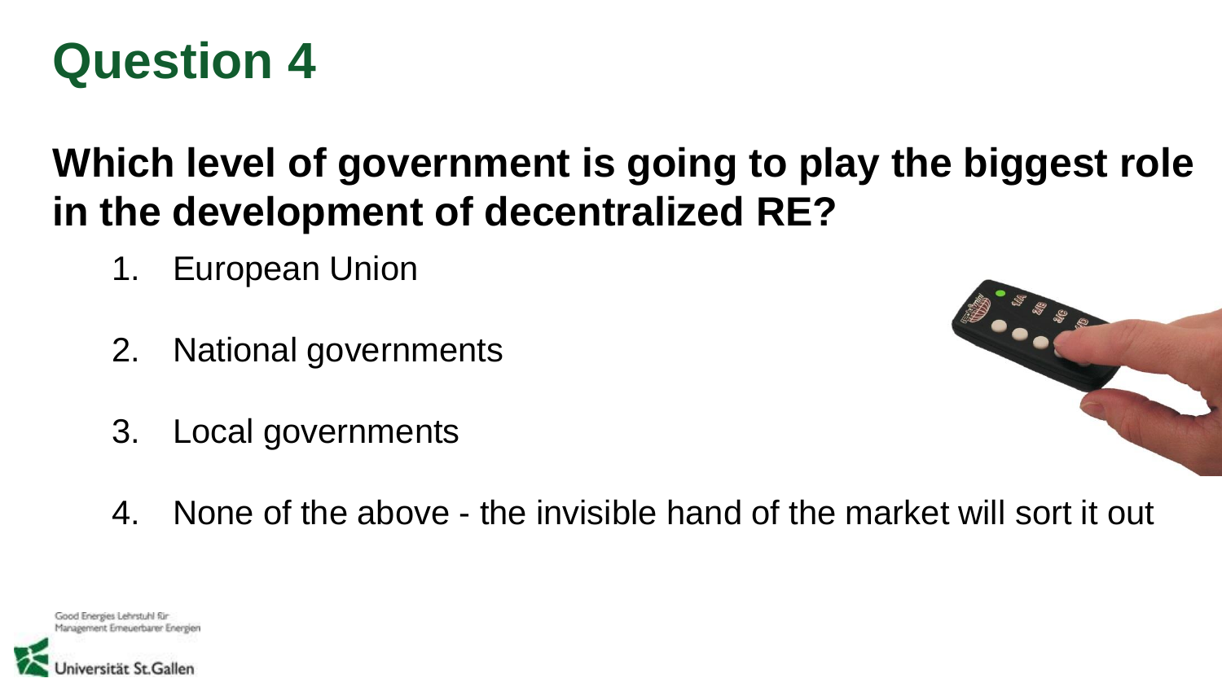# Question 4

## Which level of government is going to play the biggest role in the development of decentralized RE?

1. European Union
2. National governments
3. Local governments
4. None of the above - the invisible hand of the market will sort it out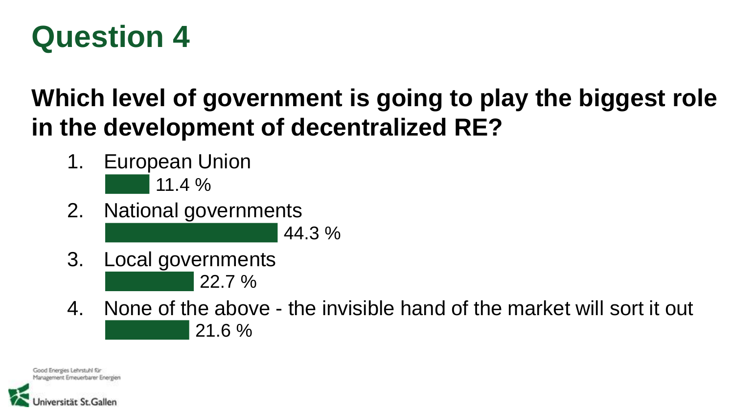# Question 4

## Which level of government is going to play the biggest role in the development of decentralized RE?

1. European Union
   11.4 %
2. National governments
   44.3 %
3. Local governments
   22.7 %
4. None of the above - the invisible hand of the market will sort it out
   21.6 %

Good Energies Lehrstuhl für Management Erneuerbarer Energien

Universität St.Gallen